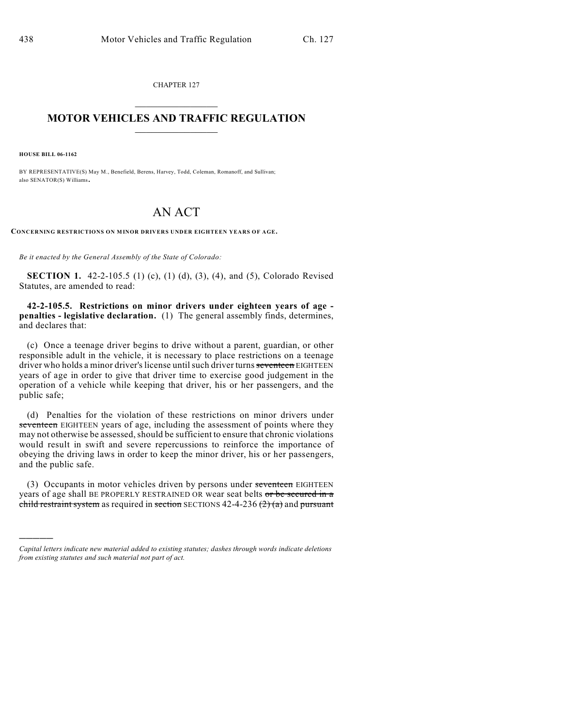CHAPTER 127

# MOTOR VEHICLES AND TRAFFIC REGULATION

**HOUSE BILL 06-1162**

BY REPRESENTATIVE(S) May M., Benefield, Berens, Harvey, Todd, Coleman, Romanoff, and Sullivan; also SENATOR(S) Williams.

# AN ACT

**CONCERNING RESTRICTIONS ON MINOR DRIVERS UNDER EIGHTEEN YEARS OF AGE.**

*Be it enacted by the General Assembly of the State of Colorado:*

**SECTION 1.** 42-2-105.5 (1) (c), (1) (d), (3), (4), and (5), Colorado Revised Statutes, are amended to read:

**42-2-105.5. Restrictions on minor drivers under eighteen years of age - penalties - legislative declaration.** (1) The general assembly finds, determines, and declares that:

(c) Once a teenage driver begins to drive without a parent, guardian, or other responsible adult in the vehicle, it is necessary to place restrictions on a teenage driver who holds a minor driver's license until such driver turns ~~seventeen~~ EIGHTEEN years of age in order to give that driver time to exercise good judgement in the operation of a vehicle while keeping that driver, his or her passengers, and the public safe;

(d) Penalties for the violation of these restrictions on minor drivers under ~~seventeen~~ EIGHTEEN years of age, including the assessment of points where they may not otherwise be assessed, should be sufficient to ensure that chronic violations would result in swift and severe repercussions to reinforce the importance of obeying the driving laws in order to keep the minor driver, his or her passengers, and the public safe.

(3) Occupants in motor vehicles driven by persons under ~~seventeen~~ EIGHTEEN years of age shall BE PROPERLY RESTRAINED OR wear seat belts ~~or be secured in a child restraint system~~ as required in ~~section~~ SECTIONS 42-4-236 ~~(2) (a)~~ and ~~pursuant~~

---

*Capital letters indicate new material added to existing statutes; dashes through words indicate deletions from existing statutes and such material not part of act.*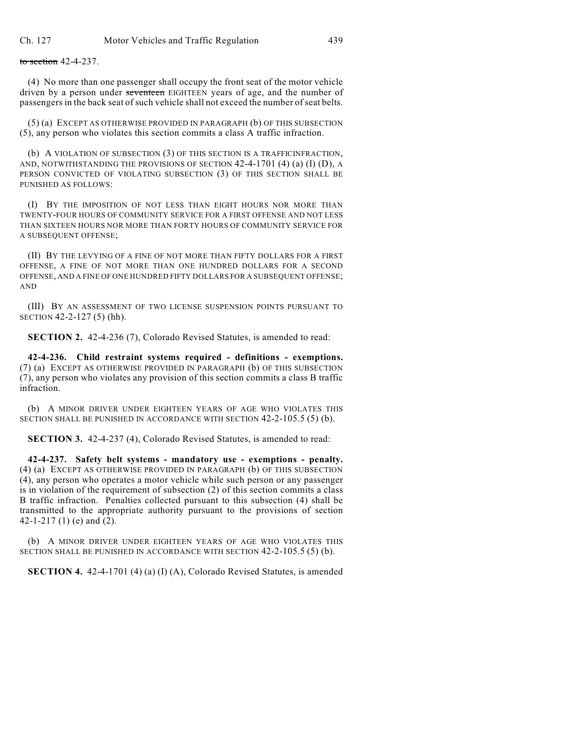~~to section~~ 42-4-237.

(4) No more than one passenger shall occupy the front seat of the motor vehicle driven by a person under ~~seventeen~~ EIGHTEEN years of age, and the number of passengers in the back seat of such vehicle shall not exceed the number of seat belts.

(5) (a) EXCEPT AS OTHERWISE PROVIDED IN PARAGRAPH (b) OF THIS SUBSECTION (5), any person who violates this section commits a class A traffic infraction.

(b) A VIOLATION OF SUBSECTION (3) OF THIS SECTION IS A TRAFFICINFRACTION, AND, NOTWITHSTANDING THE PROVISIONS OF SECTION 42-4-1701 (4) (a) (I) (D), A PERSON CONVICTED OF VIOLATING SUBSECTION (3) OF THIS SECTION SHALL BE PUNISHED AS FOLLOWS:

(I) BY THE IMPOSITION OF NOT LESS THAN EIGHT HOURS NOR MORE THAN TWENTY-FOUR HOURS OF COMMUNITY SERVICE FOR A FIRST OFFENSE AND NOT LESS THAN SIXTEEN HOURS NOR MORE THAN FORTY HOURS OF COMMUNITY SERVICE FOR A SUBSEQUENT OFFENSE;

(II) BY THE LEVYING OF A FINE OF NOT MORE THAN FIFTY DOLLARS FOR A FIRST OFFENSE, A FINE OF NOT MORE THAN ONE HUNDRED DOLLARS FOR A SECOND OFFENSE, AND A FINE OF ONE HUNDRED FIFTY DOLLARS FOR A SUBSEQUENT OFFENSE; AND

(III) BY AN ASSESSMENT OF TWO LICENSE SUSPENSION POINTS PURSUANT TO SECTION 42-2-127 (5) (hh).

**SECTION 2.** 42-4-236 (7), Colorado Revised Statutes, is amended to read:

**42-4-236. Child restraint systems required - definitions - exemptions.** (7) (a) EXCEPT AS OTHERWISE PROVIDED IN PARAGRAPH (b) OF THIS SUBSECTION (7), any person who violates any provision of this section commits a class B traffic infraction.

(b) A MINOR DRIVER UNDER EIGHTEEN YEARS OF AGE WHO VIOLATES THIS SECTION SHALL BE PUNISHED IN ACCORDANCE WITH SECTION 42-2-105.5 (5) (b).

**SECTION 3.** 42-4-237 (4), Colorado Revised Statutes, is amended to read:

**42-4-237. Safety belt systems - mandatory use - exemptions - penalty.** (4) (a) EXCEPT AS OTHERWISE PROVIDED IN PARAGRAPH (b) OF THIS SUBSECTION (4), any person who operates a motor vehicle while such person or any passenger is in violation of the requirement of subsection (2) of this section commits a class B traffic infraction. Penalties collected pursuant to this subsection (4) shall be transmitted to the appropriate authority pursuant to the provisions of section 42-1-217 (1) (e) and (2).

(b) A MINOR DRIVER UNDER EIGHTEEN YEARS OF AGE WHO VIOLATES THIS SECTION SHALL BE PUNISHED IN ACCORDANCE WITH SECTION 42-2-105.5 (5) (b).

**SECTION 4.** 42-4-1701 (4) (a) (I) (A), Colorado Revised Statutes, is amended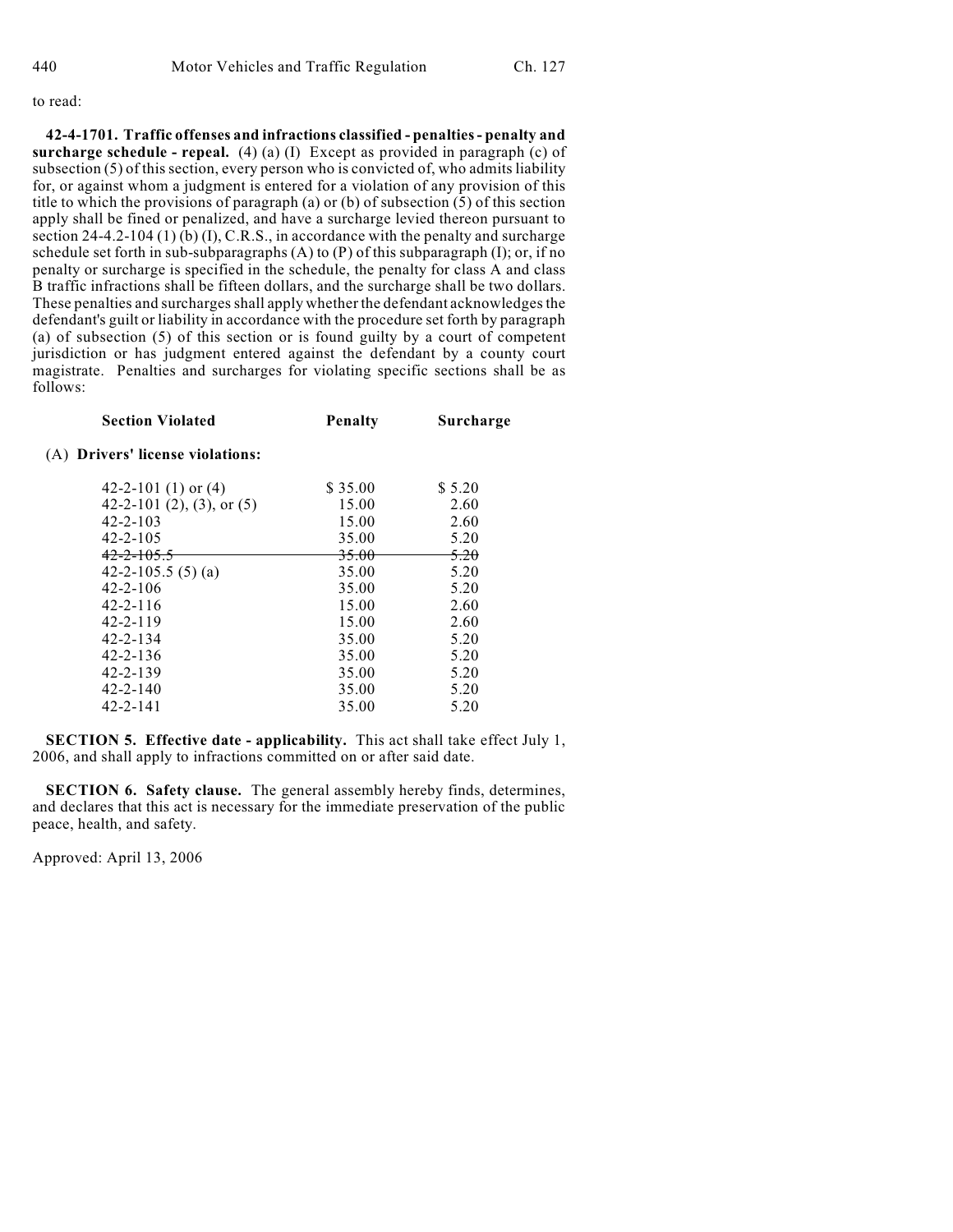to read:

**42-4-1701. Traffic offenses and infractions classified - penalties - penalty and surcharge schedule - repeal.** (4) (a) (I) Except as provided in paragraph (c) of subsection (5) of this section, every person who is convicted of, who admits liability for, or against whom a judgment is entered for a violation of any provision of this title to which the provisions of paragraph (a) or (b) of subsection (5) of this section apply shall be fined or penalized, and have a surcharge levied thereon pursuant to section 24-4.2-104 (1) (b) (I), C.R.S., in accordance with the penalty and surcharge schedule set forth in sub-subparagraphs (A) to (P) of this subparagraph (I); or, if no penalty or surcharge is specified in the schedule, the penalty for class A and class B traffic infractions shall be fifteen dollars, and the surcharge shall be two dollars. These penalties and surcharges shall apply whether the defendant acknowledges the defendant's guilt or liability in accordance with the procedure set forth by paragraph (a) of subsection (5) of this section or is found guilty by a court of competent jurisdiction or has judgment entered against the defendant by a county court magistrate. Penalties and surcharges for violating specific sections shall be as follows:

| Section Violated | Penalty | Surcharge |
|---|---|---|
| (A) **Drivers' license violations:** | | |
| 42-2-101 (1) or (4) | $ 35.00 | $ 5.20 |
| 42-2-101 (2), (3), or (5) | 15.00 | 2.60 |
| 42-2-103 | 15.00 | 2.60 |
| 42-2-105 | 35.00 | 5.20 |
| ~~42-2-105.5~~ | ~~35.00~~ | ~~5.20~~ |
| 42-2-105.5 (5) (a) | 35.00 | 5.20 |
| 42-2-106 | 35.00 | 5.20 |
| 42-2-116 | 15.00 | 2.60 |
| 42-2-119 | 15.00 | 2.60 |
| 42-2-134 | 35.00 | 5.20 |
| 42-2-136 | 35.00 | 5.20 |
| 42-2-139 | 35.00 | 5.20 |
| 42-2-140 | 35.00 | 5.20 |
| 42-2-141 | 35.00 | 5.20 |

**SECTION 5. Effective date - applicability.** This act shall take effect July 1, 2006, and shall apply to infractions committed on or after said date.

**SECTION 6. Safety clause.** The general assembly hereby finds, determines, and declares that this act is necessary for the immediate preservation of the public peace, health, and safety.

Approved: April 13, 2006